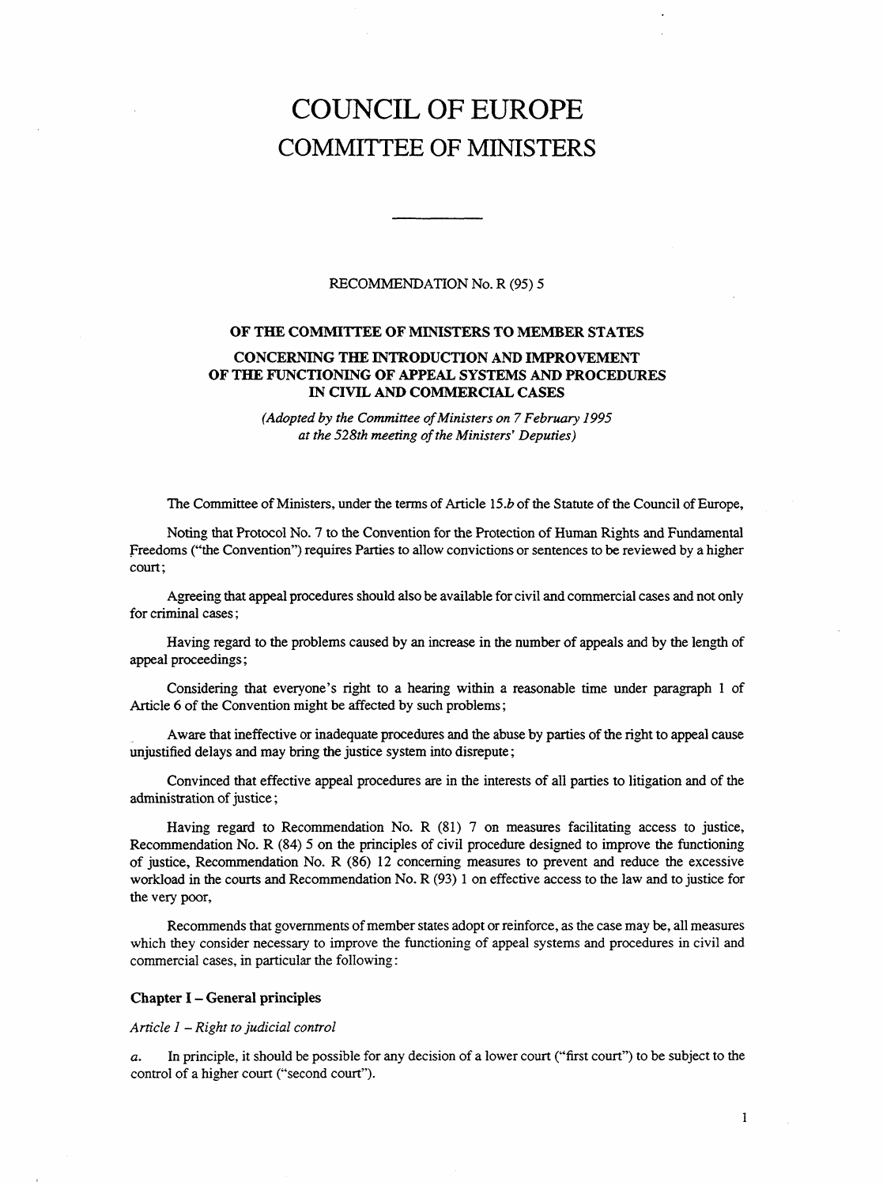# COUNCIL OF EUROPE
# COMMITTEE OF MINISTERS

---

RECOMMENDATION No. R (95) 5

## OF THE COMMITTEE OF MINISTERS TO MEMBER STATES CONCERNING THE INTRODUCTION AND IMPROVEMENT OF THE FUNCTIONING OF APPEAL SYSTEMS AND PROCEDURES IN CIVIL AND COMMERCIAL CASES

*(Adopted by the Committee of Ministers on 7 February 1995 at the 528th meeting of the Ministers' Deputies)*

The Committee of Ministers, under the terms of Article 15.*b* of the Statute of the Council of Europe,

Noting that Protocol No. 7 to the Convention for the Protection of Human Rights and Fundamental Freedoms ("the Convention") requires Parties to allow convictions or sentences to be reviewed by a higher court;

Agreeing that appeal procedures should also be available for civil and commercial cases and not only for criminal cases;

Having regard to the problems caused by an increase in the number of appeals and by the length of appeal proceedings;

Considering that everyone's right to a hearing within a reasonable time under paragraph 1 of Article 6 of the Convention might be affected by such problems;

Aware that ineffective or inadequate procedures and the abuse by parties of the right to appeal cause unjustified delays and may bring the justice system into disrepute;

Convinced that effective appeal procedures are in the interests of all parties to litigation and of the administration of justice;

Having regard to Recommendation No. R (81) 7 on measures facilitating access to justice, Recommendation No. R (84) 5 on the principles of civil procedure designed to improve the functioning of justice, Recommendation No. R (86) 12 concerning measures to prevent and reduce the excessive workload in the courts and Recommendation No. R (93) 1 on effective access to the law and to justice for the very poor,

Recommends that governments of member states adopt or reinforce, as the case may be, all measures which they consider necessary to improve the functioning of appeal systems and procedures in civil and commercial cases, in particular the following:

### Chapter I – General principles

*Article 1 – Right to judicial control*

*a.* In principle, it should be possible for any decision of a lower court ("first court") to be subject to the control of a higher court ("second court").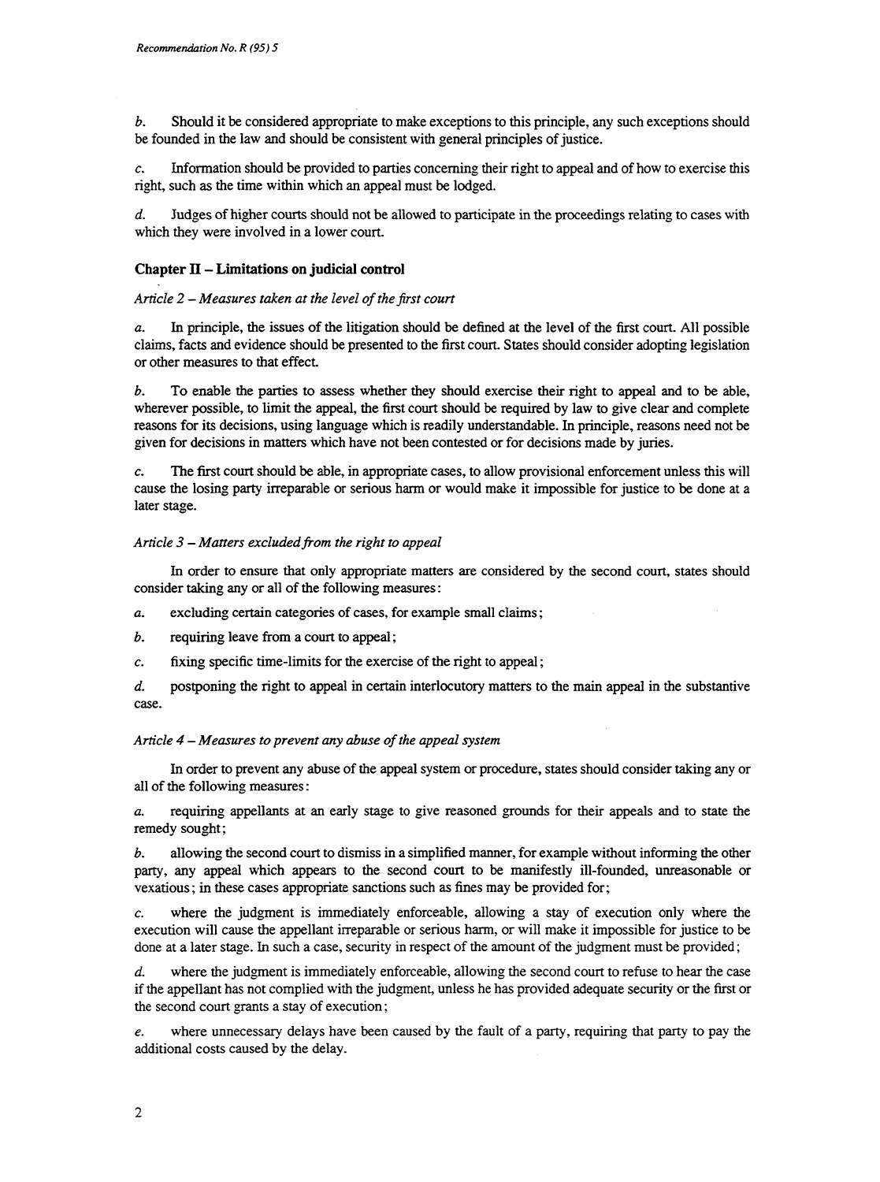*b.* Should it be considered appropriate to make exceptions to this principle, any such exceptions should be founded in the law and should be consistent with general principles of justice.

*c.* Information should be provided to parties concerning their right to appeal and of how to exercise this right, such as the time within which an appeal must be lodged.

*d.* Judges of higher courts should not be allowed to participate in the proceedings relating to cases with which they were involved in a lower court.

## Chapter II – Limitations on judicial control

*Article 2 – Measures taken at the level of the first court*

*a.* In principle, the issues of the litigation should be defined at the level of the first court. All possible claims, facts and evidence should be presented to the first court. States should consider adopting legislation or other measures to that effect.

*b.* To enable the parties to assess whether they should exercise their right to appeal and to be able, wherever possible, to limit the appeal, the first court should be required by law to give clear and complete reasons for its decisions, using language which is readily understandable. In principle, reasons need not be given for decisions in matters which have not been contested or for decisions made by juries.

*c.* The first court should be able, in appropriate cases, to allow provisional enforcement unless this will cause the losing party irreparable or serious harm or would make it impossible for justice to be done at a later stage.

*Article 3 – Matters excluded from the right to appeal*

In order to ensure that only appropriate matters are considered by the second court, states should consider taking any or all of the following measures:

*a.* excluding certain categories of cases, for example small claims;

*b.* requiring leave from a court to appeal;

*c.* fixing specific time-limits for the exercise of the right to appeal;

*d.* postponing the right to appeal in certain interlocutory matters to the main appeal in the substantive case.

*Article 4 – Measures to prevent any abuse of the appeal system*

In order to prevent any abuse of the appeal system or procedure, states should consider taking any or all of the following measures:

*a.* requiring appellants at an early stage to give reasoned grounds for their appeals and to state the remedy sought;

*b.* allowing the second court to dismiss in a simplified manner, for example without informing the other party, any appeal which appears to the second court to be manifestly ill-founded, unreasonable or vexatious; in these cases appropriate sanctions such as fines may be provided for;

*c.* where the judgment is immediately enforceable, allowing a stay of execution only where the execution will cause the appellant irreparable or serious harm, or will make it impossible for justice to be done at a later stage. In such a case, security in respect of the amount of the judgment must be provided;

*d.* where the judgment is immediately enforceable, allowing the second court to refuse to hear the case if the appellant has not complied with the judgment, unless he has provided adequate security or the first or the second court grants a stay of execution;

*e.* where unnecessary delays have been caused by the fault of a party, requiring that party to pay the additional costs caused by the delay.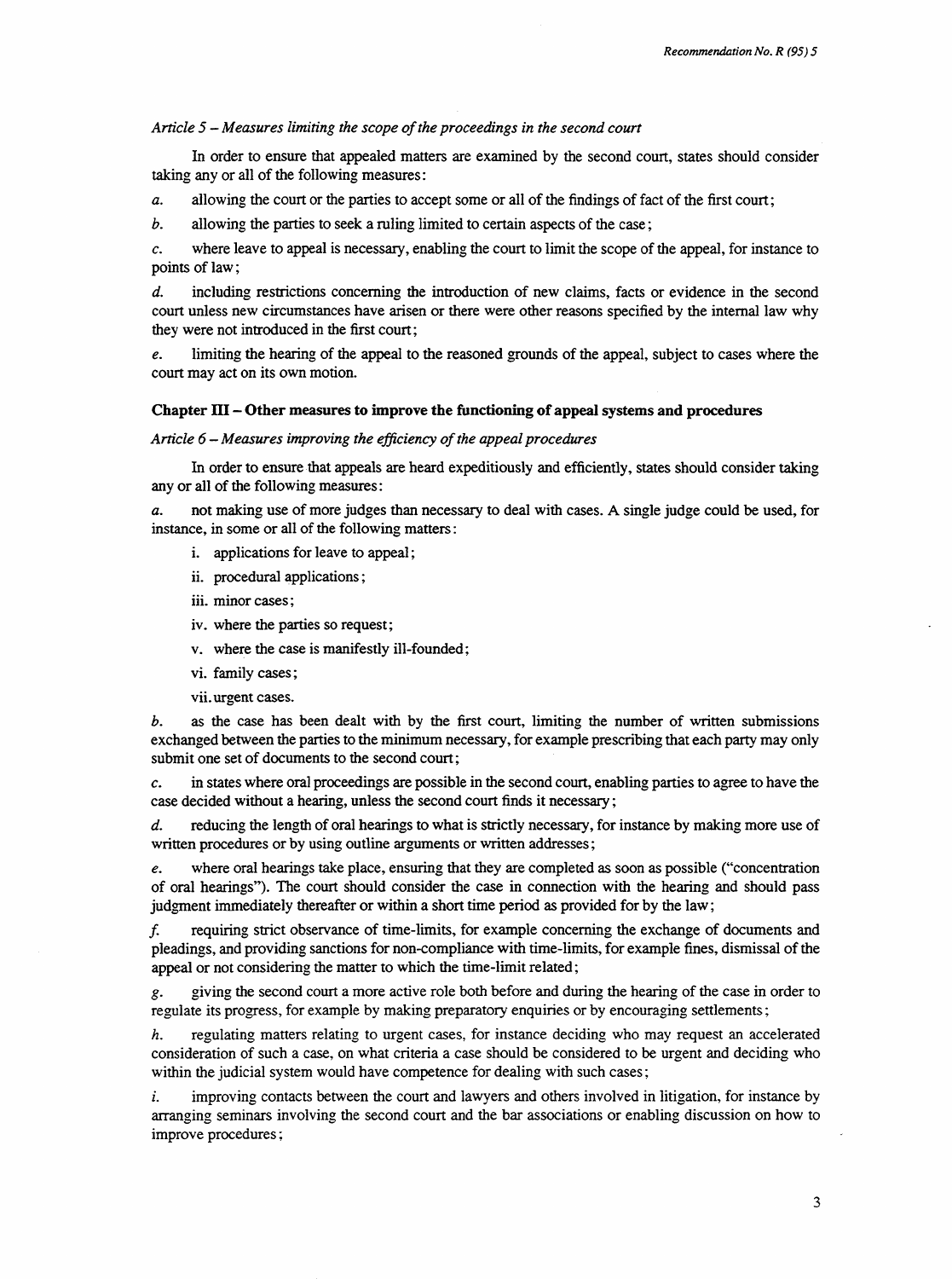*Article 5 – Measures limiting the scope of the proceedings in the second court*

In order to ensure that appealed matters are examined by the second court, states should consider taking any or all of the following measures:

*a.* allowing the court or the parties to accept some or all of the findings of fact of the first court;

*b.* allowing the parties to seek a ruling limited to certain aspects of the case;

*c.* where leave to appeal is necessary, enabling the court to limit the scope of the appeal, for instance to points of law;

*d.* including restrictions concerning the introduction of new claims, facts or evidence in the second court unless new circumstances have arisen or there were other reasons specified by the internal law why they were not introduced in the first court;

*e.* limiting the hearing of the appeal to the reasoned grounds of the appeal, subject to cases where the court may act on its own motion.

**Chapter III – Other measures to improve the functioning of appeal systems and procedures**

*Article 6 – Measures improving the efficiency of the appeal procedures*

In order to ensure that appeals are heard expeditiously and efficiently, states should consider taking any or all of the following measures:

*a.* not making use of more judges than necessary to deal with cases. A single judge could be used, for instance, in some or all of the following matters:

i. applications for leave to appeal;

ii. procedural applications;

iii. minor cases;

iv. where the parties so request;

v. where the case is manifestly ill-founded;

vi. family cases;

vii. urgent cases.

*b.* as the case has been dealt with by the first court, limiting the number of written submissions exchanged between the parties to the minimum necessary, for example prescribing that each party may only submit one set of documents to the second court;

*c.* in states where oral proceedings are possible in the second court, enabling parties to agree to have the case decided without a hearing, unless the second court finds it necessary;

*d.* reducing the length of oral hearings to what is strictly necessary, for instance by making more use of written procedures or by using outline arguments or written addresses;

*e.* where oral hearings take place, ensuring that they are completed as soon as possible ("concentration of oral hearings"). The court should consider the case in connection with the hearing and should pass judgment immediately thereafter or within a short time period as provided for by the law;

*f.* requiring strict observance of time-limits, for example concerning the exchange of documents and pleadings, and providing sanctions for non-compliance with time-limits, for example fines, dismissal of the appeal or not considering the matter to which the time-limit related;

*g.* giving the second court a more active role both before and during the hearing of the case in order to regulate its progress, for example by making preparatory enquiries or by encouraging settlements;

*h.* regulating matters relating to urgent cases, for instance deciding who may request an accelerated consideration of such a case, on what criteria a case should be considered to be urgent and deciding who within the judicial system would have competence for dealing with such cases;

*i.* improving contacts between the court and lawyers and others involved in litigation, for instance by arranging seminars involving the second court and the bar associations or enabling discussion on how to improve procedures;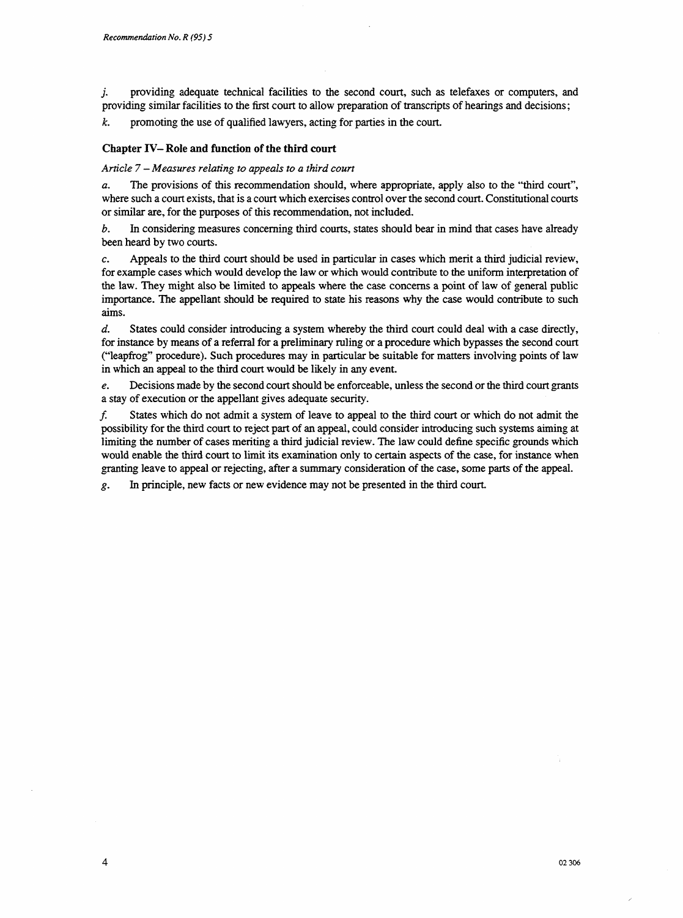*j.* providing adequate technical facilities to the second court, such as telefaxes or computers, and providing similar facilities to the first court to allow preparation of transcripts of hearings and decisions;

*k.* promoting the use of qualified lawyers, acting for parties in the court.

### Chapter IV– Role and function of the third court

*Article 7 – Measures relating to appeals to a third court*

*a.* The provisions of this recommendation should, where appropriate, apply also to the "third court", where such a court exists, that is a court which exercises control over the second court. Constitutional courts or similar are, for the purposes of this recommendation, not included.

*b.* In considering measures concerning third courts, states should bear in mind that cases have already been heard by two courts.

*c.* Appeals to the third court should be used in particular in cases which merit a third judicial review, for example cases which would develop the law or which would contribute to the uniform interpretation of the law. They might also be limited to appeals where the case concerns a point of law of general public importance. The appellant should be required to state his reasons why the case would contribute to such aims.

*d.* States could consider introducing a system whereby the third court could deal with a case directly, for instance by means of a referral for a preliminary ruling or a procedure which bypasses the second court ("leapfrog" procedure). Such procedures may in particular be suitable for matters involving points of law in which an appeal to the third court would be likely in any event.

*e.* Decisions made by the second court should be enforceable, unless the second or the third court grants a stay of execution or the appellant gives adequate security.

*f.* States which do not admit a system of leave to appeal to the third court or which do not admit the possibility for the third court to reject part of an appeal, could consider introducing such systems aiming at limiting the number of cases meriting a third judicial review. The law could define specific grounds which would enable the third court to limit its examination only to certain aspects of the case, for instance when granting leave to appeal or rejecting, after a summary consideration of the case, some parts of the appeal.

*g.* In principle, new facts or new evidence may not be presented in the third court.